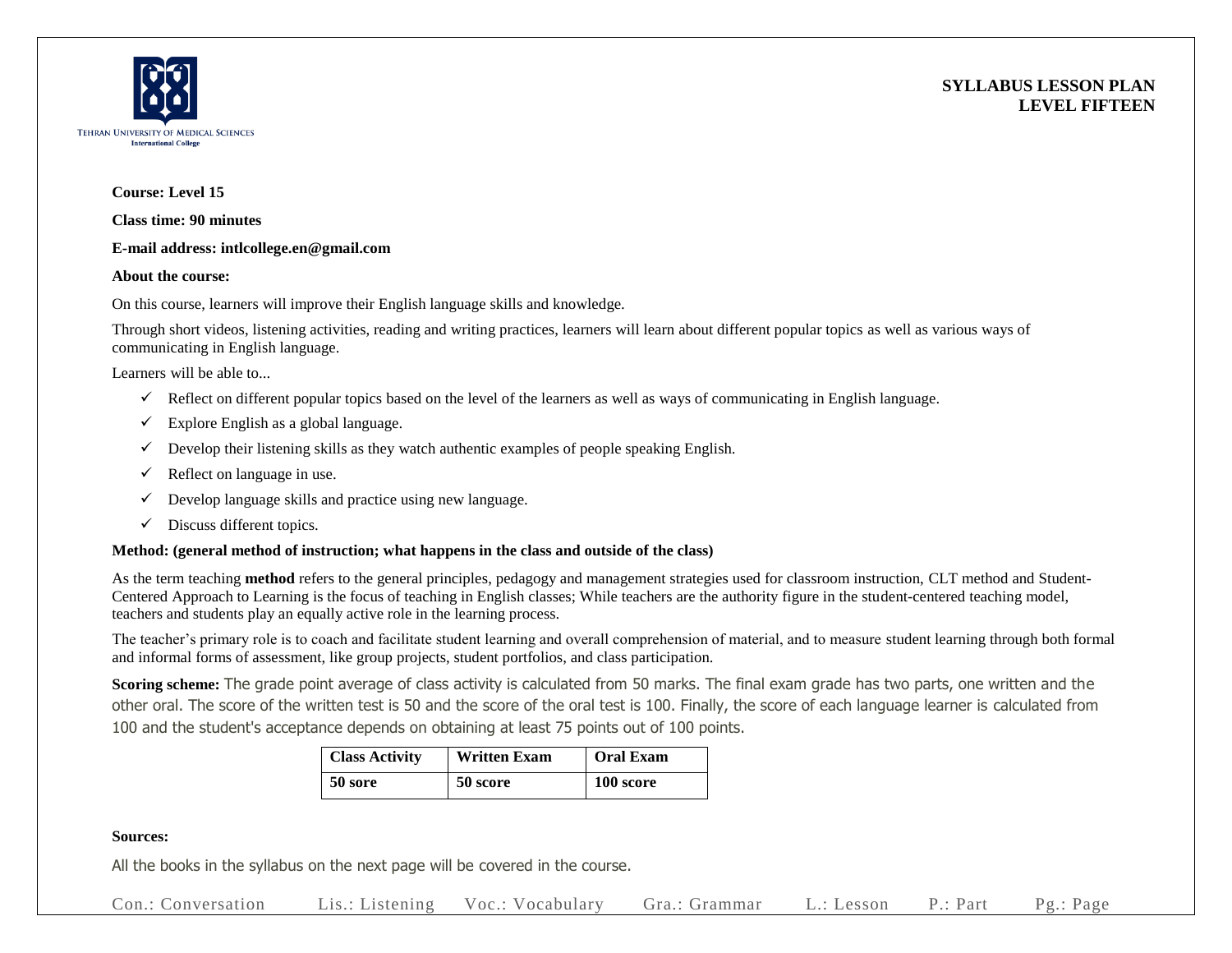Tehran University of Medical Sciences
International College

# SYLLABUS LESSON PLAN
# LEVEL FIFTEEN

**Course: Level 15**

**Class time: 90 minutes**

**E-mail address: intlcollege.en@gmail.com**

**About the course:**

On this course, learners will improve their English language skills and knowledge.

Through short videos, listening activities, reading and writing practices, learners will learn about different popular topics as well as various ways of communicating in English language.

Learners will be able to...

- ✓ Reflect on different popular topics based on the level of the learners as well as ways of communicating in English language.
- ✓ Explore English as a global language.
- ✓ Develop their listening skills as they watch authentic examples of people speaking English.
- ✓ Reflect on language in use.
- ✓ Develop language skills and practice using new language.
- ✓ Discuss different topics.

**Method: (general method of instruction; what happens in the class and outside of the class)**

As the term teaching **method** refers to the general principles, pedagogy and management strategies used for classroom instruction, CLT method and Student-Centered Approach to Learning is the focus of teaching in English classes; While teachers are the authority figure in the student-centered teaching model, teachers and students play an equally active role in the learning process.

The teacher's primary role is to coach and facilitate student learning and overall comprehension of material, and to measure student learning through both formal and informal forms of assessment, like group projects, student portfolios, and class participation.

**Scoring scheme:** The grade point average of class activity is calculated from 50 marks. The final exam grade has two parts, one written and the other oral. The score of the written test is 50 and the score of the oral test is 100. Finally, the score of each language learner is calculated from 100 and the student's acceptance depends on obtaining at least 75 points out of 100 points.

| Class Activity | Written Exam | Oral Exam |
|---|---|---|
| 50 sore | 50 score | 100 score |

**Sources:**

All the books in the syllabus on the next page will be covered in the course.

Con.: Conversation   Lis.: Listening   Voc.: Vocabulary   Gra.: Grammar   L.: Lesson   P.: Part   Pg.: Page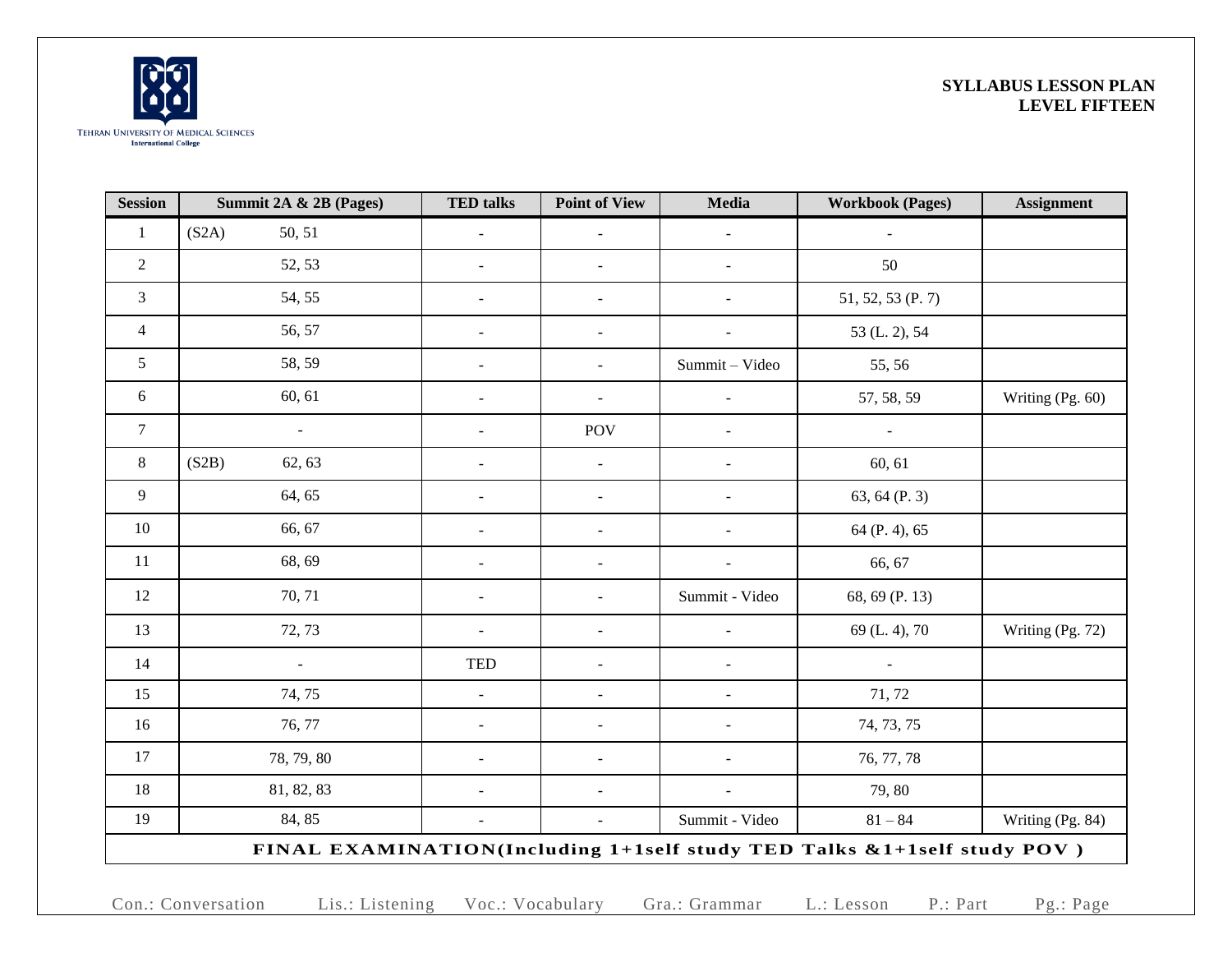TEHRAN UNIVERSITY OF MEDICAL SCIENCES
International College

**SYLLABUS LESSON PLAN**
**LEVEL FIFTEEN**

| Session | Summit 2A & 2B (Pages) | TED talks | Point of View | Media | Workbook (Pages) | Assignment |
|---|---|---|---|---|---|---|
| 1 | (S2A) 50, 51 | - | - | - | - | |
| 2 | 52, 53 | - | - | - | 50 | |
| 3 | 54, 55 | - | - | - | 51, 52, 53 (P. 7) | |
| 4 | 56, 57 | - | - | - | 53 (L. 2), 54 | |
| 5 | 58, 59 | - | - | Summit – Video | 55, 56 | |
| 6 | 60, 61 | - | - | - | 57, 58, 59 | Writing (Pg. 60) |
| 7 | - | - | POV | - | - | |
| 8 | (S2B) 62, 63 | - | - | - | 60, 61 | |
| 9 | 64, 65 | - | - | - | 63, 64 (P. 3) | |
| 10 | 66, 67 | - | - | - | 64 (P. 4), 65 | |
| 11 | 68, 69 | - | - | - | 66, 67 | |
| 12 | 70, 71 | - | - | Summit - Video | 68, 69 (P. 13) | |
| 13 | 72, 73 | - | - | - | 69 (L. 4), 70 | Writing (Pg. 72) |
| 14 | - | TED | - | - | - | |
| 15 | 74, 75 | - | - | - | 71, 72 | |
| 16 | 76, 77 | - | - | - | 74, 73, 75 | |
| 17 | 78, 79, 80 | - | - | - | 76, 77, 78 | |
| 18 | 81, 82, 83 | - | - | - | 79, 80 | |
| 19 | 84, 85 | - | - | Summit - Video | 81 – 84 | Writing (Pg. 84) |
| **FINAL EXAMINATION(Including 1+1self study TED Talks &1+1self study POV )** | | | | | | |

Con.: Conversation Lis.: Listening Voc.: Vocabulary Gra.: Grammar L.: Lesson P.: Part Pg.: Page